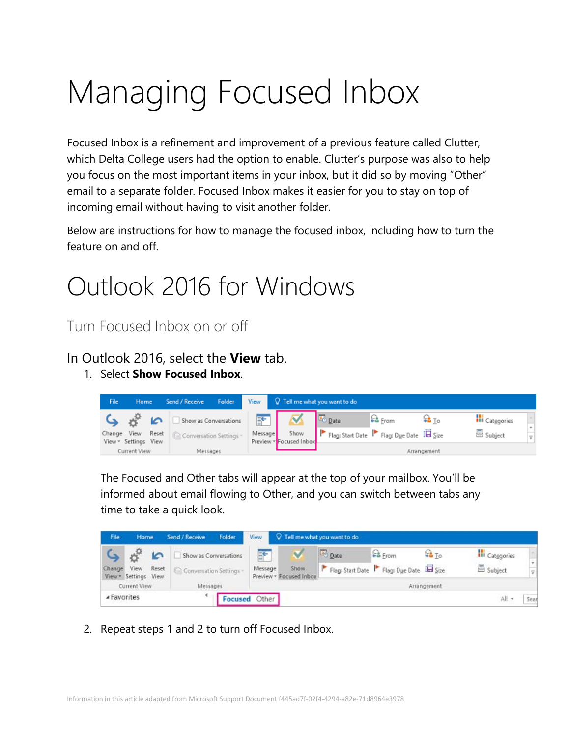# Managing Focused Inbox

Focused Inbox is a refinement and improvement of a previous feature called Clutter, which Delta College users had the option to enable. Clutter's purpose was also to help you focus on the most important items in your inbox, but it did so by moving "Other" email to a separate folder. Focused Inbox makes it easier for you to stay on top of incoming email without having to visit another folder.

Below are instructions for how to manage the focused inbox, including how to turn the feature on and off.

# Outlook 2016 for Windows

## Turn Focused Inbox on or off

### In Outlook 2016, select the **View** tab.

1. Select **Show Focused Inbox**.

   The Focused and Other tabs will appear at the top of your mailbox. You'll be informed about email flowing to Other, and you can switch between tabs any time to take a quick look.

2. Repeat steps 1 and 2 to turn off Focused Inbox.

Information in this article adapted from Microsoft Support Document f445ad7f-02f4-4294-a82e-71d8964e3978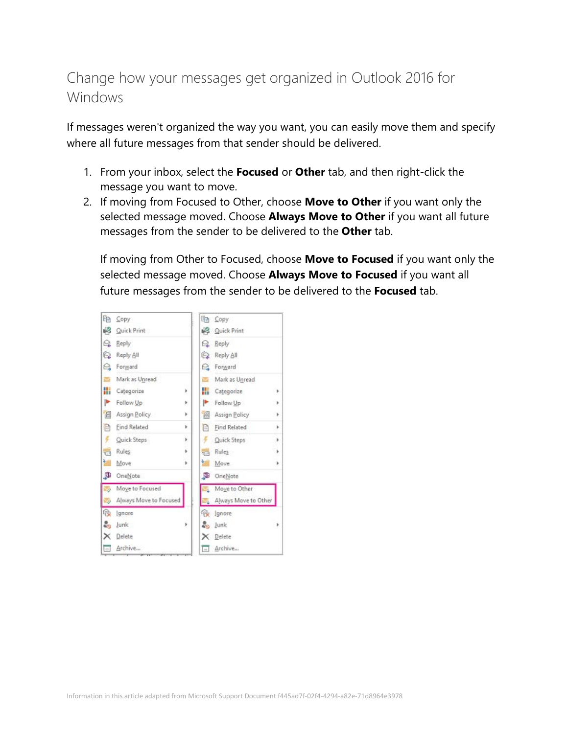# Change how your messages get organized in Outlook 2016 for Windows

If messages weren't organized the way you want, you can easily move them and specify where all future messages from that sender should be delivered.

1. From your inbox, select the **Focused** or **Other** tab, and then right-click the message you want to move.
2. If moving from Focused to Other, choose **Move to Other** if you want only the selected message moved. Choose **Always Move to Other** if you want all future messages from the sender to be delivered to the **Other** tab.

   If moving from Other to Focused, choose **Move to Focused** if you want only the selected message moved. Choose **Always Move to Focused** if you want all future messages from the sender to be delivered to the **Focused** tab.

Information in this article adapted from Microsoft Support Document f445ad7f-02f4-4294-a82e-71d8964e3978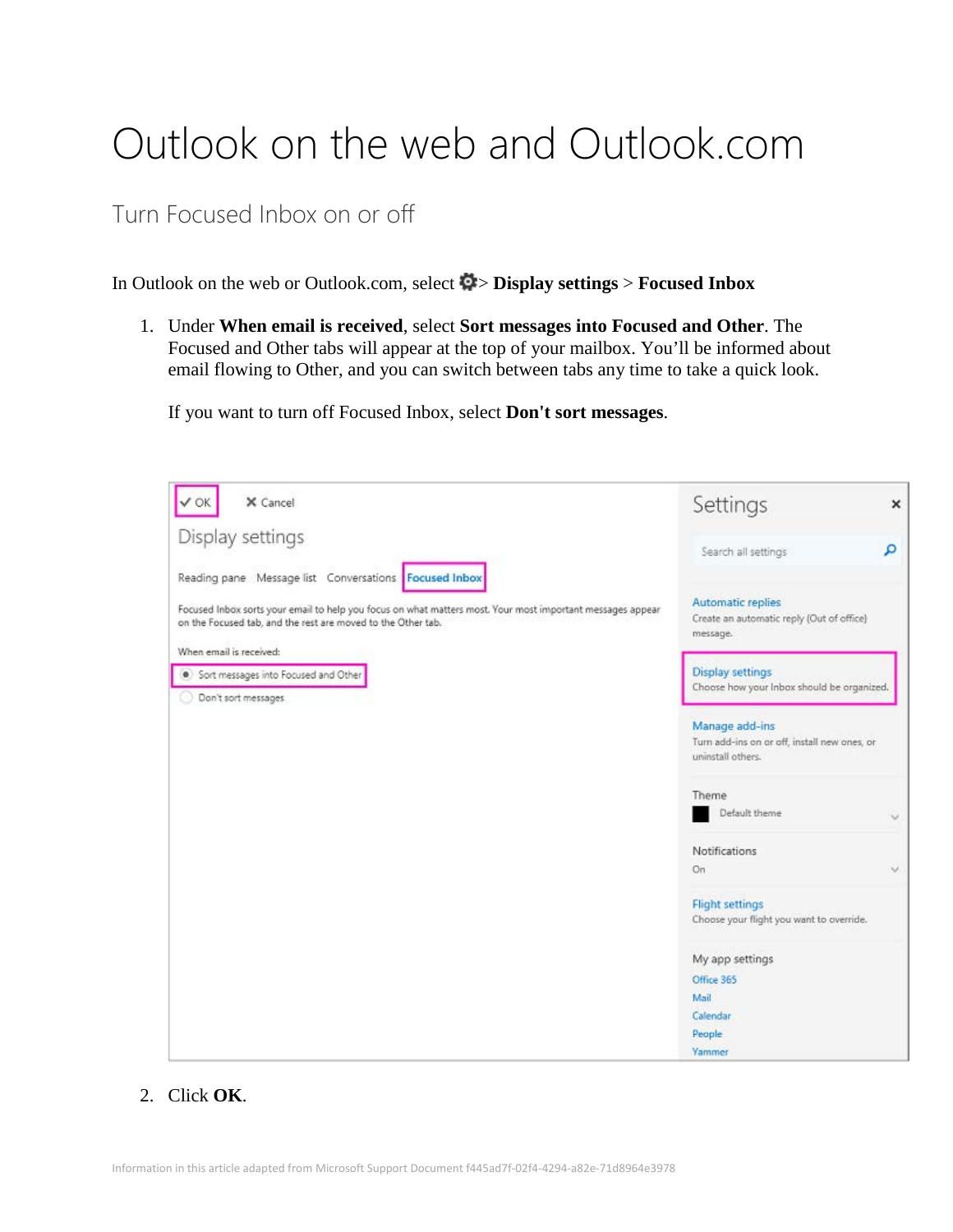# Outlook on the web and Outlook.com

## Turn Focused Inbox on or off

In Outlook on the web or Outlook.com, select ⚙ > **Display settings** > **Focused Inbox**

1. Under **When email is received**, select **Sort messages into Focused and Other**. The Focused and Other tabs will appear at the top of your mailbox. You'll be informed about email flowing to Other, and you can switch between tabs any time to take a quick look.

   If you want to turn off Focused Inbox, select **Don't sort messages**.

2. Click **OK**.

Information in this article adapted from Microsoft Support Document f445ad7f-02f4-4294-a82e-71d8964e3978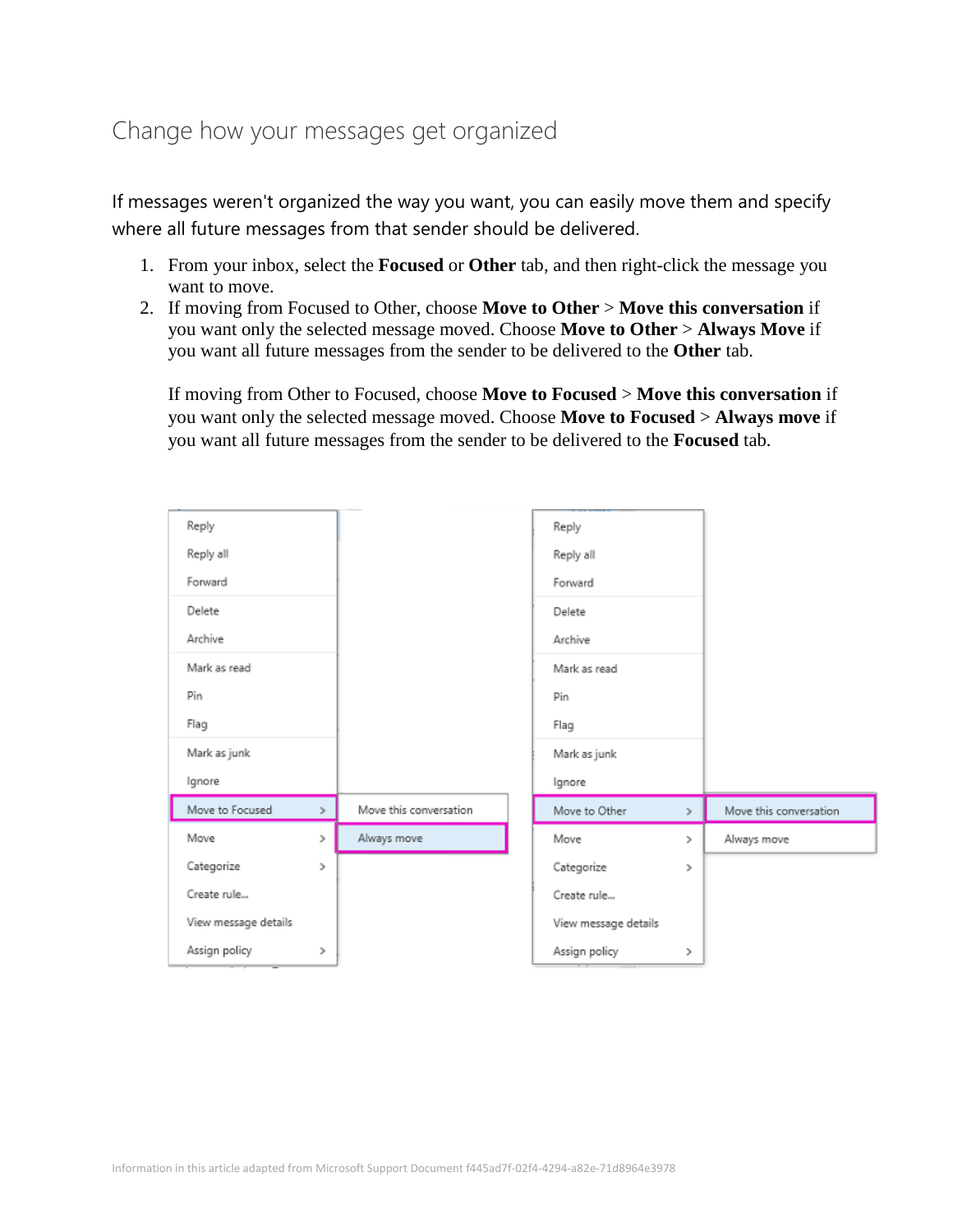## Change how your messages get organized

If messages weren't organized the way you want, you can easily move them and specify where all future messages from that sender should be delivered.

1. From your inbox, select the **Focused** or **Other** tab, and then right-click the message you want to move.
2. If moving from Focused to Other, choose **Move to Other** > **Move this conversation** if you want only the selected message moved. Choose **Move to Other** > **Always Move** if you want all future messages from the sender to be delivered to the **Other** tab.

   If moving from Other to Focused, choose **Move to Focused** > **Move this conversation** if you want only the selected message moved. Choose **Move to Focused** > **Always move** if you want all future messages from the sender to be delivered to the **Focused** tab.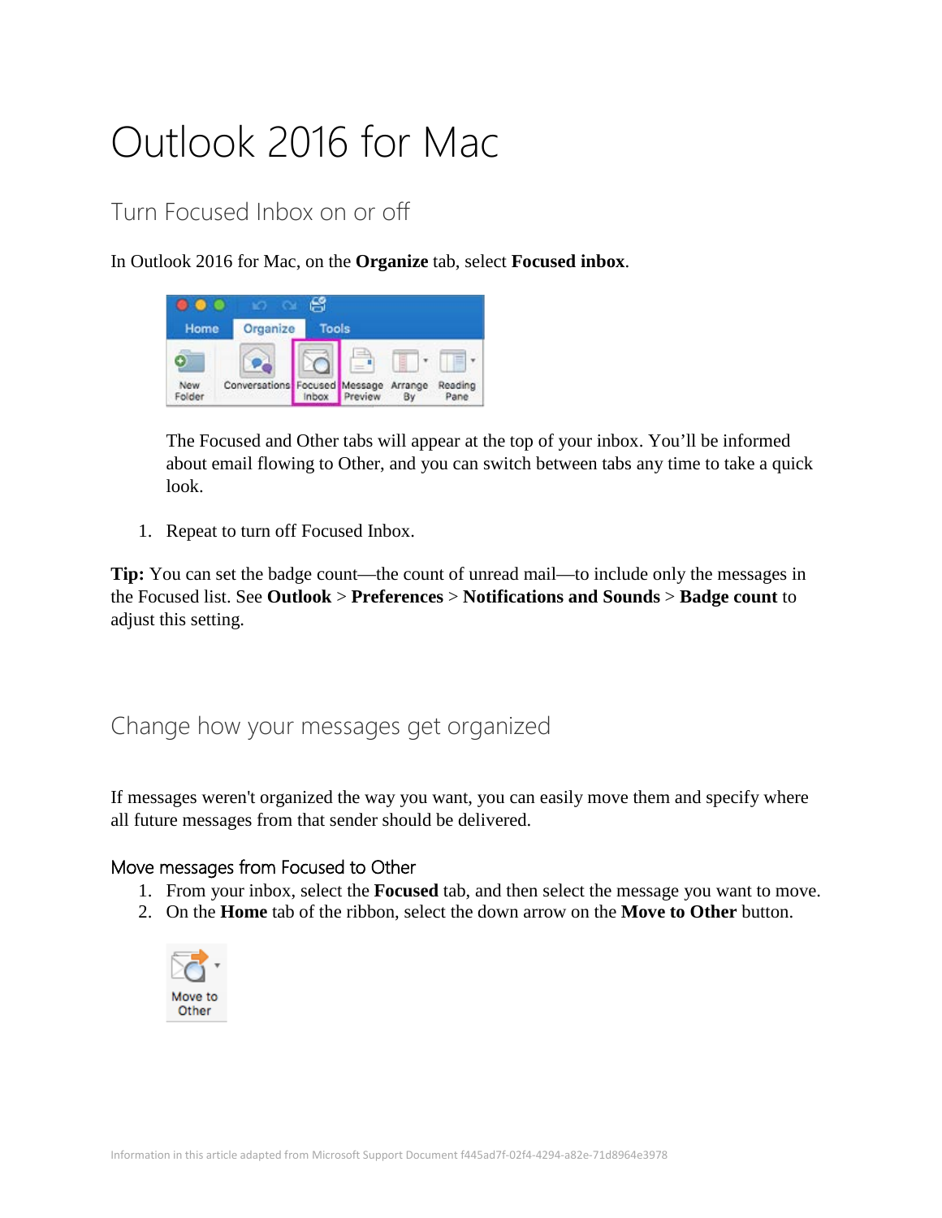# Outlook 2016 for Mac

## Turn Focused Inbox on or off

In Outlook 2016 for Mac, on the **Organize** tab, select **Focused inbox**.

The Focused and Other tabs will appear at the top of your inbox. You'll be informed about email flowing to Other, and you can switch between tabs any time to take a quick look.

1. Repeat to turn off Focused Inbox.

**Tip:** You can set the badge count—the count of unread mail—to include only the messages in the Focused list. See **Outlook** > **Preferences** > **Notifications and Sounds** > **Badge count** to adjust this setting.

## Change how your messages get organized

If messages weren't organized the way you want, you can easily move them and specify where all future messages from that sender should be delivered.

### Move messages from Focused to Other

1. From your inbox, select the **Focused** tab, and then select the message you want to move.
2. On the **Home** tab of the ribbon, select the down arrow on the **Move to Other** button.

Information in this article adapted from Microsoft Support Document f445ad7f-02f4-4294-a82e-71d8964e3978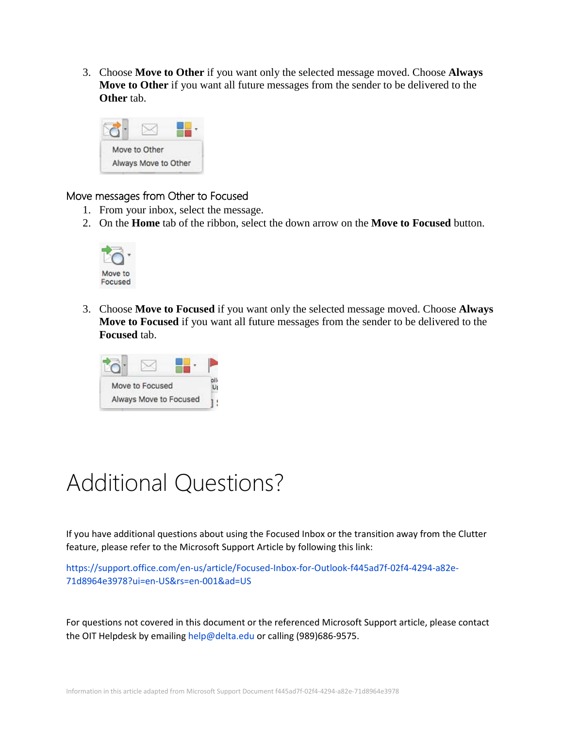3. Choose **Move to Other** if you want only the selected message moved. Choose **Always Move to Other** if you want all future messages from the sender to be delivered to the **Other** tab.

### Move messages from Other to Focused

1. From your inbox, select the message.
2. On the **Home** tab of the ribbon, select the down arrow on the **Move to Focused** button.
3. Choose **Move to Focused** if you want only the selected message moved. Choose **Always Move to Focused** if you want all future messages from the sender to be delivered to the **Focused** tab.

# Additional Questions?

If you have additional questions about using the Focused Inbox or the transition away from the Clutter feature, please refer to the Microsoft Support Article by following this link:

https://support.office.com/en-us/article/Focused-Inbox-for-Outlook-f445ad7f-02f4-4294-a82e-71d8964e3978?ui=en-US&rs=en-001&ad=US

For questions not covered in this document or the referenced Microsoft Support article, please contact the OIT Helpdesk by emailing help@delta.edu or calling (989)686-9575.

Information in this article adapted from Microsoft Support Document f445ad7f-02f4-4294-a82e-71d8964e3978